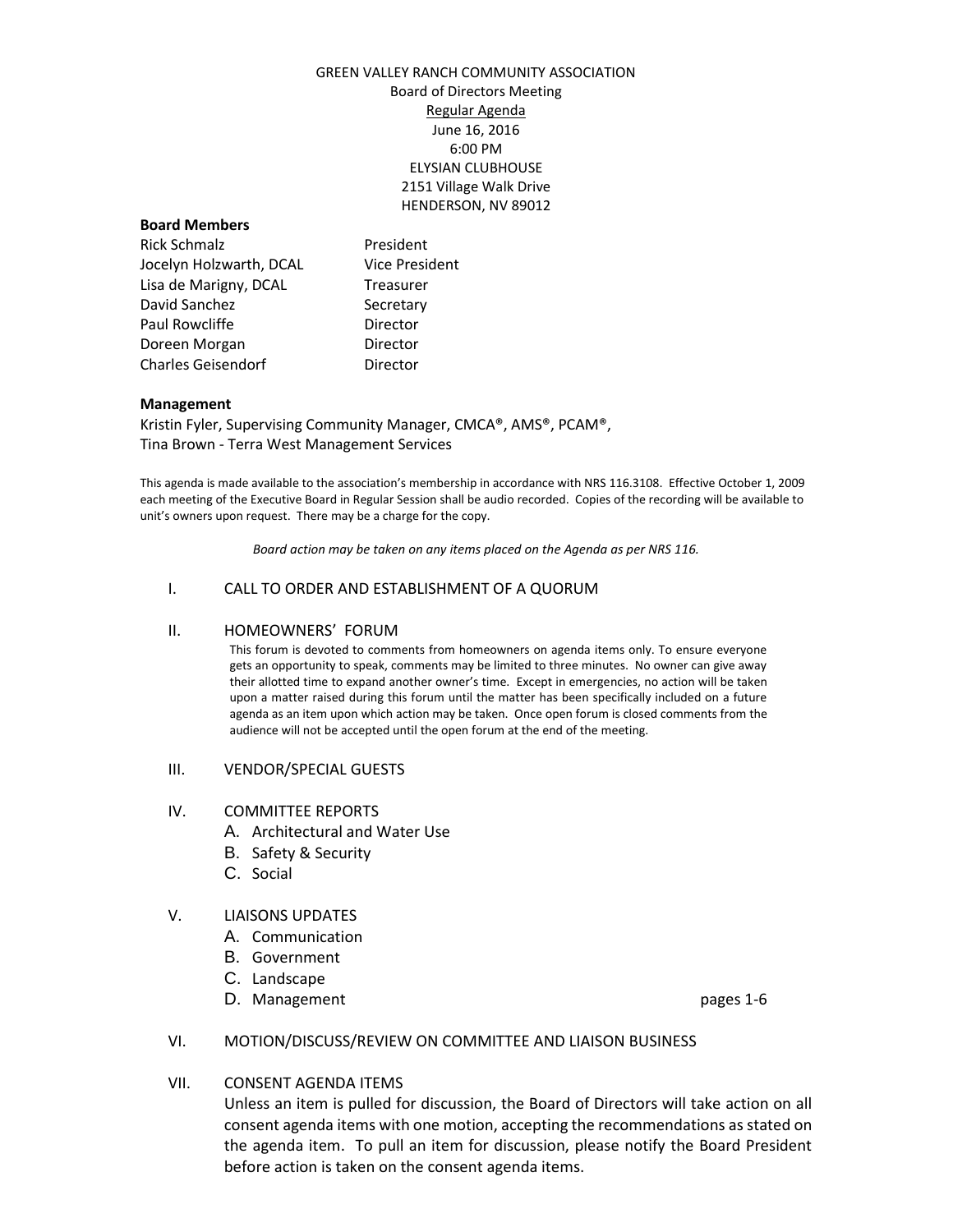GREEN VALLEY RANCH COMMUNITY ASSOCIATION
Board of Directors Meeting
Regular Agenda
June 16, 2016
6:00 PM
ELYSIAN CLUBHOUSE
2151 Village Walk Drive
HENDERSON, NV 89012

**Board Members**

| | |
|---|---|
| Rick Schmalz | President |
| Jocelyn Holzwarth, DCAL | Vice President |
| Lisa de Marigny, DCAL | Treasurer |
| David Sanchez | Secretary |
| Paul Rowcliffe | Director |
| Doreen Morgan | Director |
| Charles Geisendorf | Director |

**Management**

Kristin Fyler, Supervising Community Manager, CMCA®, AMS®, PCAM®,
Tina Brown - Terra West Management Services

This agenda is made available to the association's membership in accordance with NRS 116.3108. Effective October 1, 2009 each meeting of the Executive Board in Regular Session shall be audio recorded. Copies of the recording will be available to unit's owners upon request. There may be a charge for the copy.

*Board action may be taken on any items placed on the Agenda as per NRS 116.*

I. CALL TO ORDER AND ESTABLISHMENT OF A QUORUM

II. HOMEOWNERS' FORUM

This forum is devoted to comments from homeowners on agenda items only. To ensure everyone gets an opportunity to speak, comments may be limited to three minutes. No owner can give away their allotted time to expand another owner's time. Except in emergencies, no action will be taken upon a matter raised during this forum until the matter has been specifically included on a future agenda as an item upon which action may be taken. Once open forum is closed comments from the audience will not be accepted until the open forum at the end of the meeting.

III. VENDOR/SPECIAL GUESTS

IV. COMMITTEE REPORTS

A. Architectural and Water Use
B. Safety & Security
C. Social

V. LIAISONS UPDATES

A. Communication
B. Government
C. Landscape
D. Management — pages 1-6

VI. MOTION/DISCUSS/REVIEW ON COMMITTEE AND LIAISON BUSINESS

VII. CONSENT AGENDA ITEMS

Unless an item is pulled for discussion, the Board of Directors will take action on all consent agenda items with one motion, accepting the recommendations as stated on the agenda item. To pull an item for discussion, please notify the Board President before action is taken on the consent agenda items.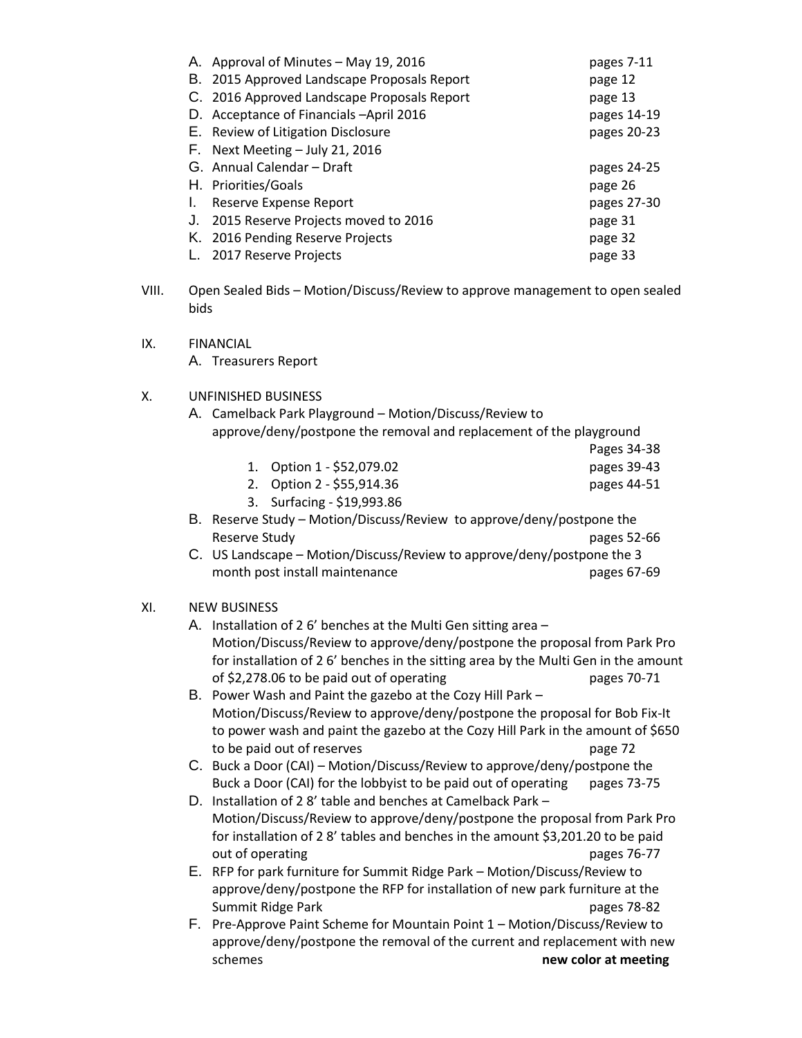A. Approval of Minutes – May 19, 2016 pages 7-11
B. 2015 Approved Landscape Proposals Report page 12
C. 2016 Approved Landscape Proposals Report page 13
D. Acceptance of Financials –April 2016 pages 14-19
E. Review of Litigation Disclosure pages 20-23
F. Next Meeting – July 21, 2016
G. Annual Calendar – Draft pages 24-25
H. Priorities/Goals page 26
I. Reserve Expense Report pages 27-30
J. 2015 Reserve Projects moved to 2016 page 31
K. 2016 Pending Reserve Projects page 32
L. 2017 Reserve Projects page 33

VIII. Open Sealed Bids – Motion/Discuss/Review to approve management to open sealed bids

IX. FINANCIAL

A. Treasurers Report

X. UNFINISHED BUSINESS

A. Camelback Park Playground – Motion/Discuss/Review to approve/deny/postpone the removal and replacement of the playground Pages 34-38
   1. Option 1 - $52,079.02 pages 39-43
   2. Option 2 - $55,914.36 pages 44-51
   3. Surfacing - $19,993.86
B. Reserve Study – Motion/Discuss/Review to approve/deny/postpone the Reserve Study pages 52-66
C. US Landscape – Motion/Discuss/Review to approve/deny/postpone the 3 month post install maintenance pages 67-69

XI. NEW BUSINESS

A. Installation of 2 6' benches at the Multi Gen sitting area – Motion/Discuss/Review to approve/deny/postpone the proposal from Park Pro for installation of 2 6' benches in the sitting area by the Multi Gen in the amount of $2,278.06 to be paid out of operating pages 70-71
B. Power Wash and Paint the gazebo at the Cozy Hill Park – Motion/Discuss/Review to approve/deny/postpone the proposal for Bob Fix-It to power wash and paint the gazebo at the Cozy Hill Park in the amount of $650 to be paid out of reserves page 72
C. Buck a Door (CAI) – Motion/Discuss/Review to approve/deny/postpone the Buck a Door (CAI) for the lobbyist to be paid out of operating pages 73-75
D. Installation of 2 8' table and benches at Camelback Park – Motion/Discuss/Review to approve/deny/postpone the proposal from Park Pro for installation of 2 8' tables and benches in the amount $3,201.20 to be paid out of operating pages 76-77
E. RFP for park furniture for Summit Ridge Park – Motion/Discuss/Review to approve/deny/postpone the RFP for installation of new park furniture at the Summit Ridge Park pages 78-82
F. Pre-Approve Paint Scheme for Mountain Point 1 – Motion/Discuss/Review to approve/deny/postpone the removal of the current and replacement with new schemes **new color at meeting**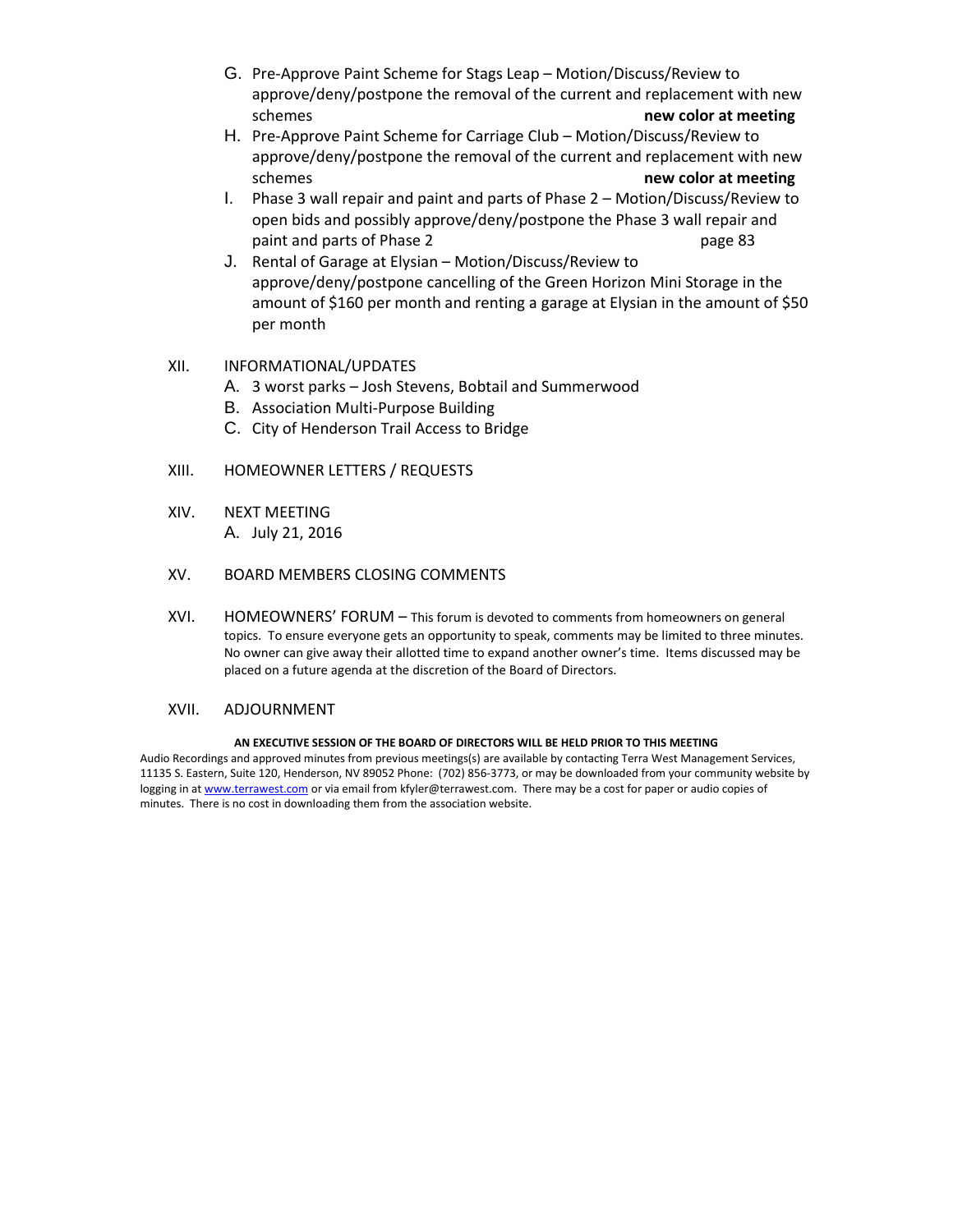G. Pre-Approve Paint Scheme for Stags Leap – Motion/Discuss/Review to approve/deny/postpone the removal of the current and replacement with new schemes **new color at meeting**

H. Pre-Approve Paint Scheme for Carriage Club – Motion/Discuss/Review to approve/deny/postpone the removal of the current and replacement with new schemes **new color at meeting**

I. Phase 3 wall repair and paint and parts of Phase 2 – Motion/Discuss/Review to open bids and possibly approve/deny/postpone the Phase 3 wall repair and paint and parts of Phase 2 page 83

J. Rental of Garage at Elysian – Motion/Discuss/Review to approve/deny/postpone cancelling of the Green Horizon Mini Storage in the amount of $160 per month and renting a garage at Elysian in the amount of $50 per month

XII. INFORMATIONAL/UPDATES

A. 3 worst parks – Josh Stevens, Bobtail and Summerwood
B. Association Multi-Purpose Building
C. City of Henderson Trail Access to Bridge

XIII. HOMEOWNER LETTERS / REQUESTS

XIV. NEXT MEETING

A. July 21, 2016

XV. BOARD MEMBERS CLOSING COMMENTS

XVI. HOMEOWNERS' FORUM – This forum is devoted to comments from homeowners on general topics. To ensure everyone gets an opportunity to speak, comments may be limited to three minutes. No owner can give away their allotted time to expand another owner's time. Items discussed may be placed on a future agenda at the discretion of the Board of Directors.

XVII. ADJOURNMENT

**AN EXECUTIVE SESSION OF THE BOARD OF DIRECTORS WILL BE HELD PRIOR TO THIS MEETING**

Audio Recordings and approved minutes from previous meetings(s) are available by contacting Terra West Management Services, 11135 S. Eastern, Suite 120, Henderson, NV 89052 Phone: (702) 856-3773, or may be downloaded from your community website by logging in at www.terrawest.com or via email from kfyler@terrawest.com. There may be a cost for paper or audio copies of minutes. There is no cost in downloading them from the association website.